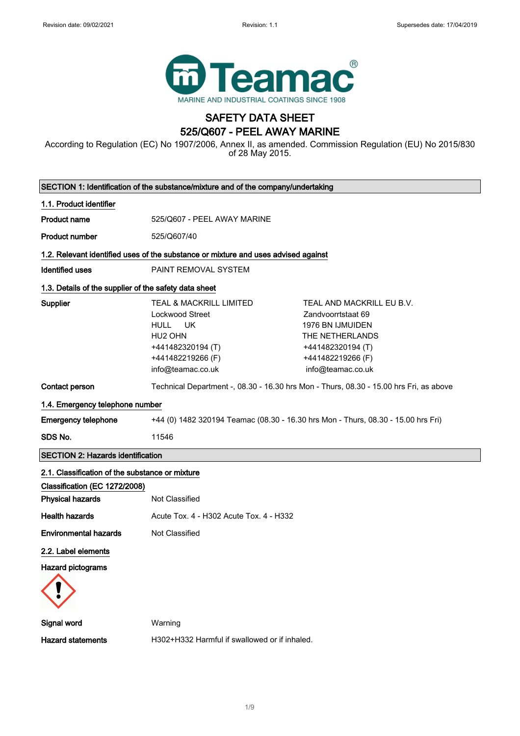Revision date: 09/02/2021 Revision: 1.1 Supersedes date: 17/04/2019

Teamac®
MARINE AND INDUSTRIAL COATINGS SINCE 1908

# SAFETY DATA SHEET
# 525/Q607 - PEEL AWAY MARINE

According to Regulation (EC) No 1907/2006, Annex II, as amended. Commission Regulation (EU) No 2015/830 of 28 May 2015.

## SECTION 1: Identification of the substance/mixture and of the company/undertaking

### 1.1. Product identifier

**Product name** 525/Q607 - PEEL AWAY MARINE

**Product number** 525/Q607/40

### 1.2. Relevant identified uses of the substance or mixture and uses advised against

**Identified uses** PAINT REMOVAL SYSTEM

### 1.3. Details of the supplier of the safety data sheet

**Supplier**

TEAL & MACKRILL LIMITED
Lockwood Street
HULL UK
HU2 OHN
+441482320194 (T)
+441482219266 (F)
info@teamac.co.uk

TEAL AND MACKRILL EU B.V.
Zandvoorrtstaat 69
1976 BN IJMUIDEN
THE NETHERLANDS
+441482320194 (T)
+441482219266 (F)
info@teamac.co.uk

**Contact person** Technical Department -, 08.30 - 16.30 hrs Mon - Thurs, 08.30 - 15.00 hrs Fri, as above

### 1.4. Emergency telephone number

**Emergency telephone** +44 (0) 1482 320194 Teamac (08.30 - 16.30 hrs Mon - Thurs, 08.30 - 15.00 hrs Fri)

**SDS No.** 11546

## SECTION 2: Hazards identification

### 2.1. Classification of the substance or mixture

**Classification (EC 1272/2008)**

**Physical hazards** Not Classified

**Health hazards** Acute Tox. 4 - H302 Acute Tox. 4 - H332

**Environmental hazards** Not Classified

### 2.2. Label elements

**Hazard pictograms**

**Signal word** Warning

**Hazard statements** H302+H332 Harmful if swallowed or if inhaled.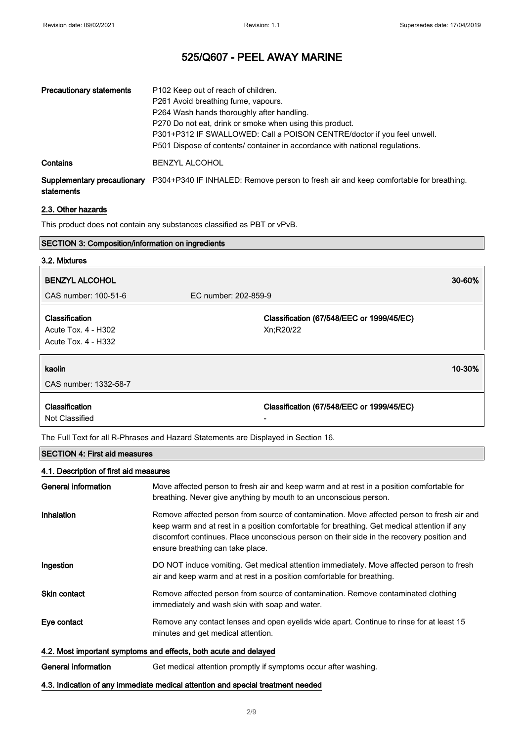| | |
|---|---|
| **Precautionary statements** | P102 Keep out of reach of children.<br>P261 Avoid breathing fume, vapours.<br>P264 Wash hands thoroughly after handling.<br>P270 Do not eat, drink or smoke when using this product.<br>P301+P312 IF SWALLOWED: Call a POISON CENTRE/doctor if you feel unwell.<br>P501 Dispose of contents/ container in accordance with national regulations. |
| **Contains** | BENZYL ALCOHOL |
| **Supplementary precautionary statements** | P304+P340 IF INHALED: Remove person to fresh air and keep comfortable for breathing. |

### 2.3. Other hazards

This product does not contain any substances classified as PBT or vPvB.

## SECTION 3: Composition/information on ingredients

### 3.2. Mixtures

| **BENZYL ALCOHOL** | | **30-60%** |
|---|---|---|
| CAS number: 100-51-6 | EC number: 202-859-9 | |
| **Classification**<br>Acute Tox. 4 - H302<br>Acute Tox. 4 - H332 | **Classification (67/548/EEC or 1999/45/EC)**<br>Xn;R20/22 | |

| **kaolin** | | **10-30%** |
|---|---|---|
| CAS number: 1332-58-7 | | |
| **Classification**<br>Not Classified | **Classification (67/548/EEC or 1999/45/EC)**<br>- | |

The Full Text for all R-Phrases and Hazard Statements are Displayed in Section 16.

## SECTION 4: First aid measures

### 4.1. Description of first aid measures

| | |
|---|---|
| **General information** | Move affected person to fresh air and keep warm and at rest in a position comfortable for breathing. Never give anything by mouth to an unconscious person. |
| **Inhalation** | Remove affected person from source of contamination. Move affected person to fresh air and keep warm and at rest in a position comfortable for breathing. Get medical attention if any discomfort continues. Place unconscious person on their side in the recovery position and ensure breathing can take place. |
| **Ingestion** | DO NOT induce vomiting. Get medical attention immediately. Move affected person to fresh air and keep warm and at rest in a position comfortable for breathing. |
| **Skin contact** | Remove affected person from source of contamination. Remove contaminated clothing immediately and wash skin with soap and water. |
| **Eye contact** | Remove any contact lenses and open eyelids wide apart. Continue to rinse for at least 15 minutes and get medical attention. |

### 4.2. Most important symptoms and effects, both acute and delayed

| | |
|---|---|
| **General information** | Get medical attention promptly if symptoms occur after washing. |

### 4.3. Indication of any immediate medical attention and special treatment needed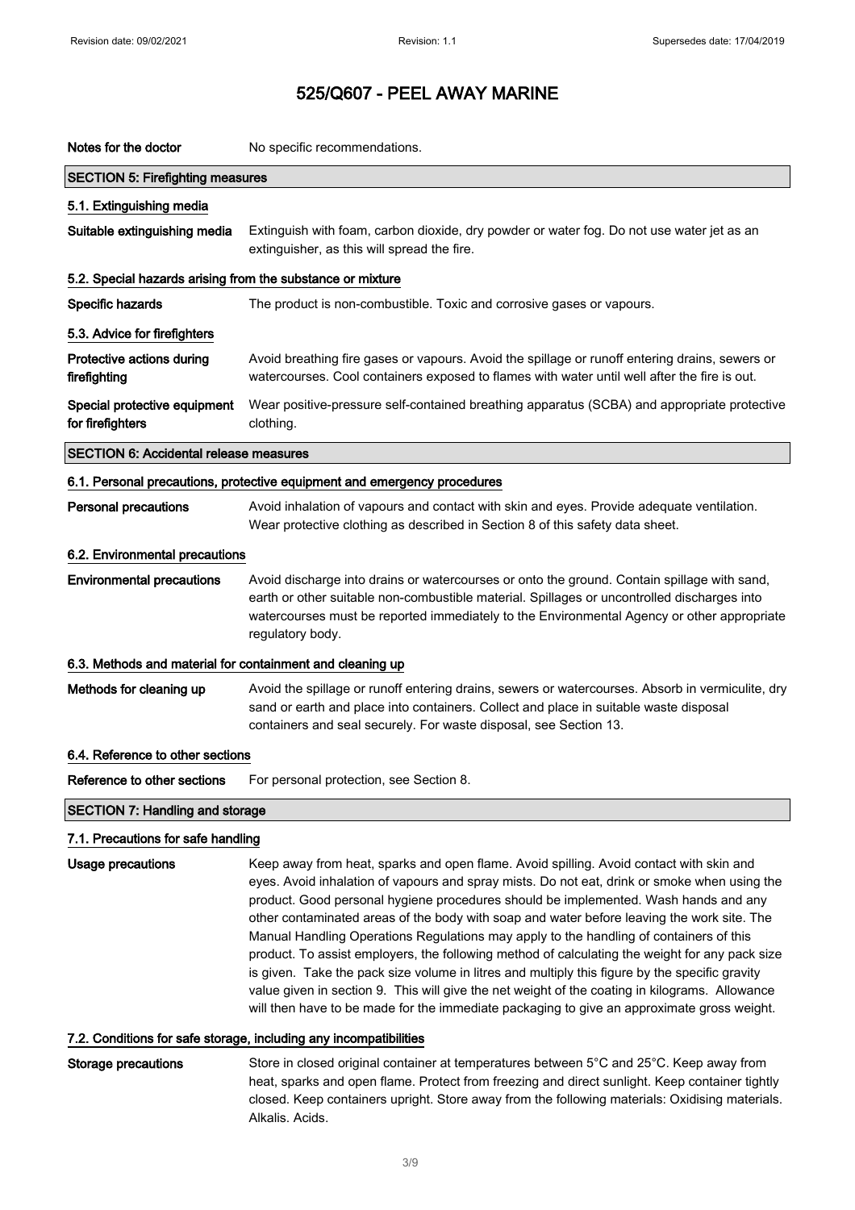# 525/Q607 - PEEL AWAY MARINE

| | |
|---|---|
| Notes for the doctor | No specific recommendations. |

## SECTION 5: Firefighting measures

### 5.1. Extinguishing media

| | |
|---|---|
| Suitable extinguishing media | Extinguish with foam, carbon dioxide, dry powder or water fog. Do not use water jet as an extinguisher, as this will spread the fire. |

### 5.2. Special hazards arising from the substance or mixture

| | |
|---|---|
| Specific hazards | The product is non-combustible. Toxic and corrosive gases or vapours. |

### 5.3. Advice for firefighters

| | |
|---|---|
| Protective actions during firefighting | Avoid breathing fire gases or vapours. Avoid the spillage or runoff entering drains, sewers or watercourses. Cool containers exposed to flames with water until well after the fire is out. |
| Special protective equipment for firefighters | Wear positive-pressure self-contained breathing apparatus (SCBA) and appropriate protective clothing. |

## SECTION 6: Accidental release measures

### 6.1. Personal precautions, protective equipment and emergency procedures

| | |
|---|---|
| Personal precautions | Avoid inhalation of vapours and contact with skin and eyes. Provide adequate ventilation. Wear protective clothing as described in Section 8 of this safety data sheet. |

### 6.2. Environmental precautions

| | |
|---|---|
| Environmental precautions | Avoid discharge into drains or watercourses or onto the ground. Contain spillage with sand, earth or other suitable non-combustible material. Spillages or uncontrolled discharges into watercourses must be reported immediately to the Environmental Agency or other appropriate regulatory body. |

### 6.3. Methods and material for containment and cleaning up

| | |
|---|---|
| Methods for cleaning up | Avoid the spillage or runoff entering drains, sewers or watercourses. Absorb in vermiculite, dry sand or earth and place into containers. Collect and place in suitable waste disposal containers and seal securely. For waste disposal, see Section 13. |

### 6.4. Reference to other sections

| | |
|---|---|
| Reference to other sections | For personal protection, see Section 8. |

## SECTION 7: Handling and storage

### 7.1. Precautions for safe handling

| | |
|---|---|
| Usage precautions | Keep away from heat, sparks and open flame. Avoid spilling. Avoid contact with skin and eyes. Avoid inhalation of vapours and spray mists. Do not eat, drink or smoke when using the product. Good personal hygiene procedures should be implemented. Wash hands and any other contaminated areas of the body with soap and water before leaving the work site. The Manual Handling Operations Regulations may apply to the handling of containers of this product. To assist employers, the following method of calculating the weight for any pack size is given. Take the pack size volume in litres and multiply this figure by the specific gravity value given in section 9. This will give the net weight of the coating in kilograms. Allowance will then have to be made for the immediate packaging to give an approximate gross weight. |

### 7.2. Conditions for safe storage, including any incompatibilities

| | |
|---|---|
| Storage precautions | Store in closed original container at temperatures between 5°C and 25°C. Keep away from heat, sparks and open flame. Protect from freezing and direct sunlight. Keep container tightly closed. Keep containers upright. Store away from the following materials: Oxidising materials. Alkalis. Acids. |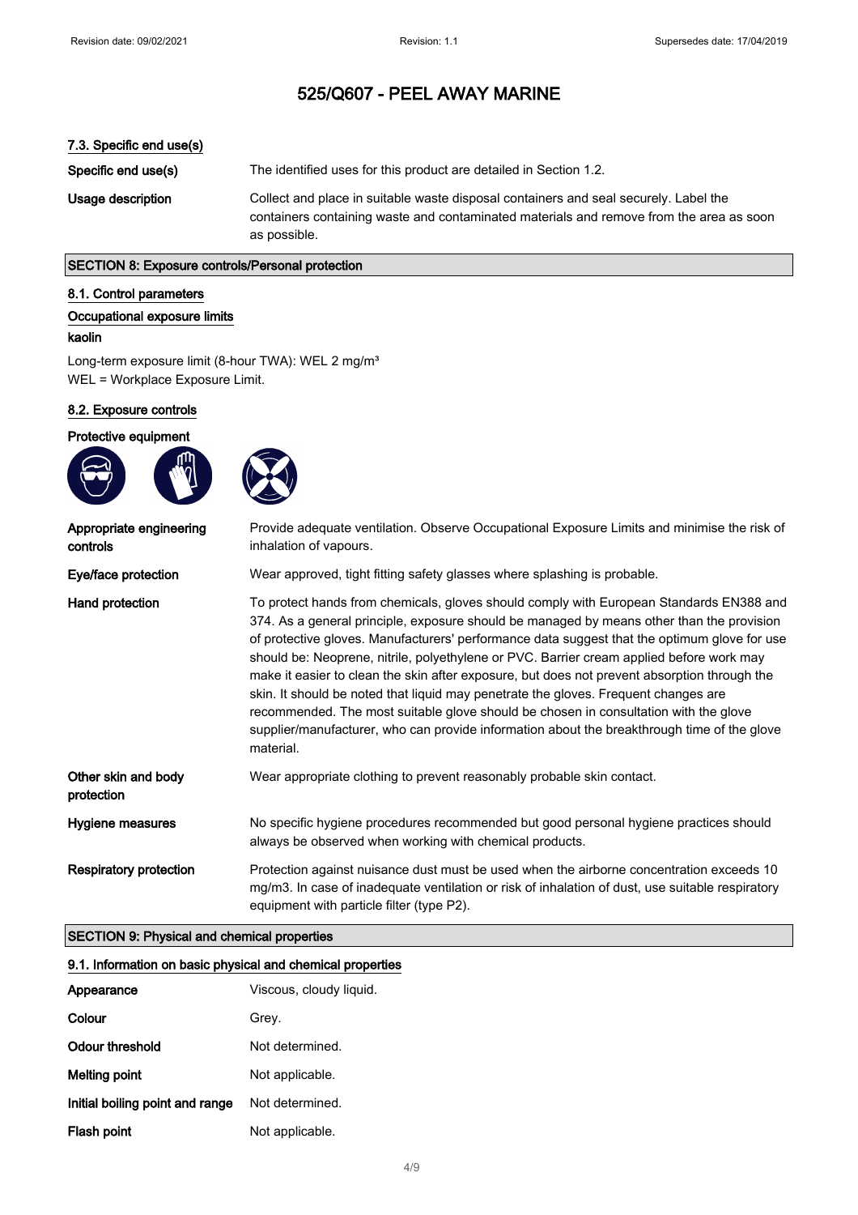# 525/Q607 - PEEL AWAY MARINE

### 7.3. Specific end use(s)

| | |
|---|---|
| **Specific end use(s)** | The identified uses for this product are detailed in Section 1.2. |
| **Usage description** | Collect and place in suitable waste disposal containers and seal securely. Label the containers containing waste and contaminated materials and remove from the area as soon as possible. |

## SECTION 8: Exposure controls/Personal protection

### 8.1. Control parameters

**Occupational exposure limits**

**kaolin**

Long-term exposure limit (8-hour TWA): WEL 2 mg/m³
WEL = Workplace Exposure Limit.

### 8.2. Exposure controls

**Protective equipment**

| | |
|---|---|
| **Appropriate engineering controls** | Provide adequate ventilation. Observe Occupational Exposure Limits and minimise the risk of inhalation of vapours. |
| **Eye/face protection** | Wear approved, tight fitting safety glasses where splashing is probable. |
| **Hand protection** | To protect hands from chemicals, gloves should comply with European Standards EN388 and 374. As a general principle, exposure should be managed by means other than the provision of protective gloves. Manufacturers' performance data suggest that the optimum glove for use should be: Neoprene, nitrile, polyethylene or PVC. Barrier cream applied before work may make it easier to clean the skin after exposure, but does not prevent absorption through the skin. It should be noted that liquid may penetrate the gloves. Frequent changes are recommended. The most suitable glove should be chosen in consultation with the glove supplier/manufacturer, who can provide information about the breakthrough time of the glove material. |
| **Other skin and body protection** | Wear appropriate clothing to prevent reasonably probable skin contact. |
| **Hygiene measures** | No specific hygiene procedures recommended but good personal hygiene practices should always be observed when working with chemical products. |
| **Respiratory protection** | Protection against nuisance dust must be used when the airborne concentration exceeds 10 mg/m3. In case of inadequate ventilation or risk of inhalation of dust, use suitable respiratory equipment with particle filter (type P2). |

## SECTION 9: Physical and chemical properties

### 9.1. Information on basic physical and chemical properties

| | |
|---|---|
| **Appearance** | Viscous, cloudy liquid. |
| **Colour** | Grey. |
| **Odour threshold** | Not determined. |
| **Melting point** | Not applicable. |
| **Initial boiling point and range** | Not determined. |
| **Flash point** | Not applicable. |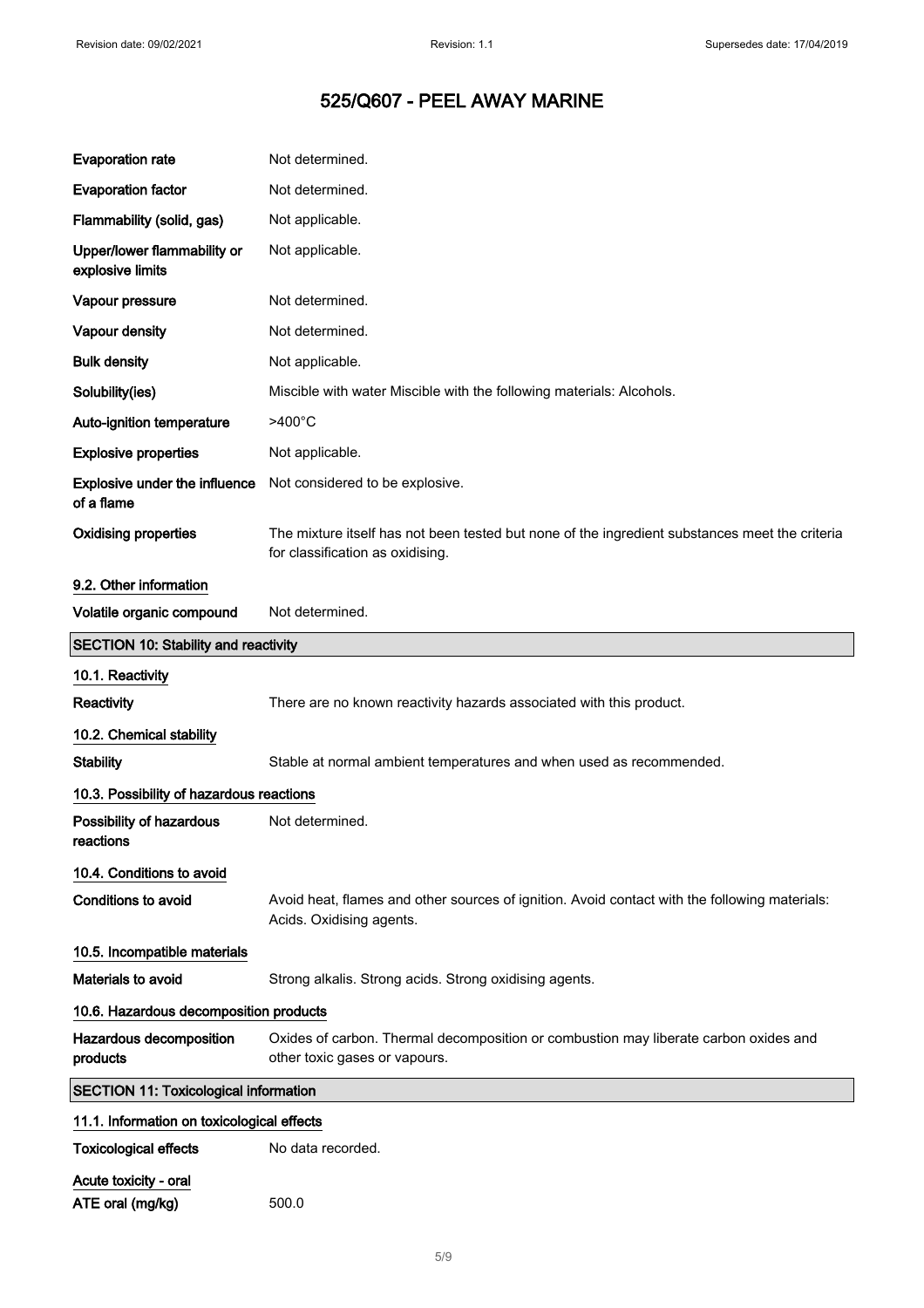| | |
|---|---|
| **Evaporation rate** | Not determined. |
| **Evaporation factor** | Not determined. |
| **Flammability (solid, gas)** | Not applicable. |
| **Upper/lower flammability or explosive limits** | Not applicable. |
| **Vapour pressure** | Not determined. |
| **Vapour density** | Not determined. |
| **Bulk density** | Not applicable. |
| **Solubility(ies)** | Miscible with water Miscible with the following materials: Alcohols. |
| **Auto-ignition temperature** | >400°C |
| **Explosive properties** | Not applicable. |
| **Explosive under the influence of a flame** | Not considered to be explosive. |
| **Oxidising properties** | The mixture itself has not been tested but none of the ingredient substances meet the criteria for classification as oxidising. |

### 9.2. Other information

| | |
|---|---|
| **Volatile organic compound** | Not determined. |

## SECTION 10: Stability and reactivity

### 10.1. Reactivity

| | |
|---|---|
| **Reactivity** | There are no known reactivity hazards associated with this product. |

### 10.2. Chemical stability

| | |
|---|---|
| **Stability** | Stable at normal ambient temperatures and when used as recommended. |

### 10.3. Possibility of hazardous reactions

| | |
|---|---|
| **Possibility of hazardous reactions** | Not determined. |

### 10.4. Conditions to avoid

| | |
|---|---|
| **Conditions to avoid** | Avoid heat, flames and other sources of ignition. Avoid contact with the following materials: Acids. Oxidising agents. |

### 10.5. Incompatible materials

| | |
|---|---|
| **Materials to avoid** | Strong alkalis. Strong acids. Strong oxidising agents. |

### 10.6. Hazardous decomposition products

| | |
|---|---|
| **Hazardous decomposition products** | Oxides of carbon. Thermal decomposition or combustion may liberate carbon oxides and other toxic gases or vapours. |

## SECTION 11: Toxicological information

### 11.1. Information on toxicological effects

| | |
|---|---|
| **Toxicological effects** | No data recorded. |

**Acute toxicity - oral**

| | |
|---|---|
| **ATE oral (mg/kg)** | 500.0 |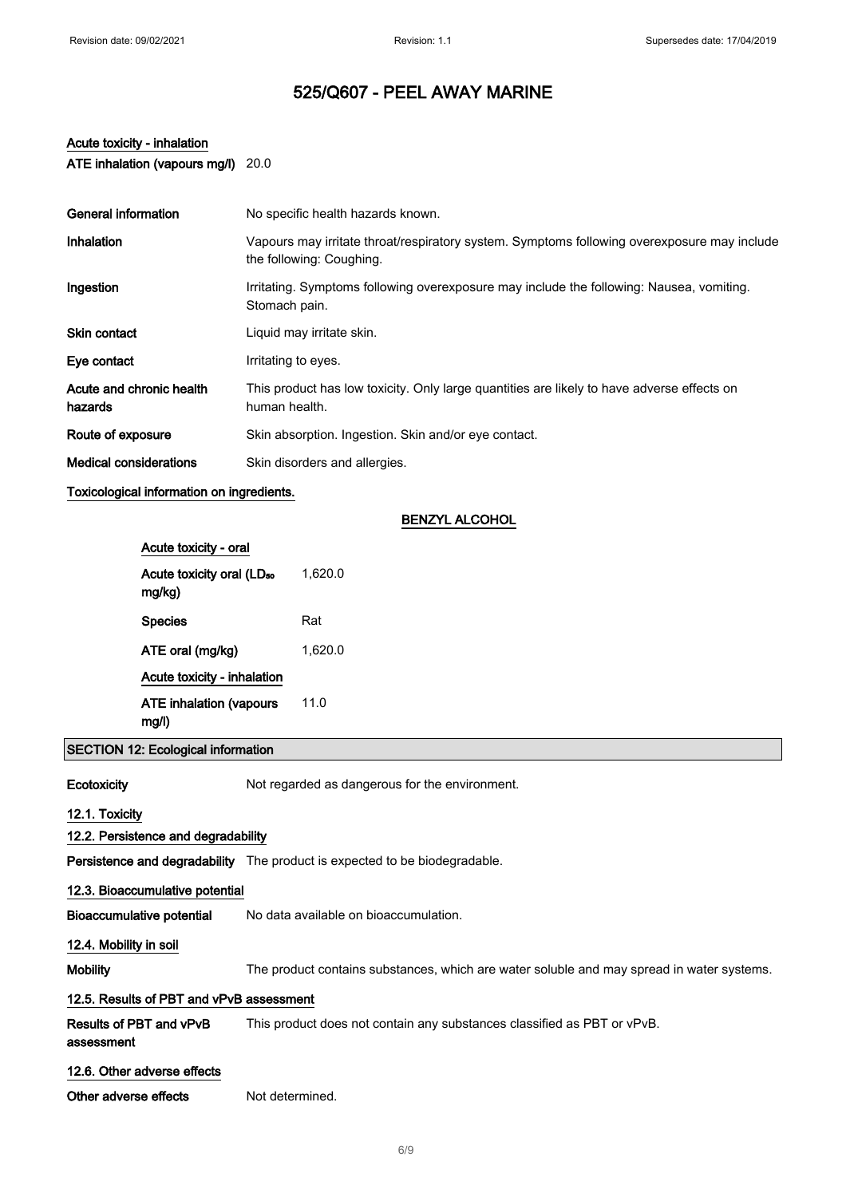**Acute toxicity - inhalation**

**ATE inhalation (vapours mg/l)** 20.0

| | |
|---|---|
| **General information** | No specific health hazards known. |
| **Inhalation** | Vapours may irritate throat/respiratory system. Symptoms following overexposure may include the following: Coughing. |
| **Ingestion** | Irritating. Symptoms following overexposure may include the following: Nausea, vomiting. Stomach pain. |
| **Skin contact** | Liquid may irritate skin. |
| **Eye contact** | Irritating to eyes. |
| **Acute and chronic health hazards** | This product has low toxicity. Only large quantities are likely to have adverse effects on human health. |
| **Route of exposure** | Skin absorption. Ingestion. Skin and/or eye contact. |
| **Medical considerations** | Skin disorders and allergies. |

**Toxicological information on ingredients.**

**BENZYL ALCOHOL**

**Acute toxicity - oral**

| | |
|---|---|
| **Acute toxicity oral ($LD_{50}$ mg/kg)** | 1,620.0 |
| **Species** | Rat |
| **ATE oral (mg/kg)** | 1,620.0 |

**Acute toxicity - inhalation**

| | |
|---|---|
| **ATE inhalation (vapours mg/l)** | 11.0 |

## SECTION 12: Ecological information

**Ecotoxicity** Not regarded as dangerous for the environment.

### 12.1. Toxicity

### 12.2. Persistence and degradability

**Persistence and degradability** The product is expected to be biodegradable.

### 12.3. Bioaccumulative potential

**Bioaccumulative potential** No data available on bioaccumulation.

### 12.4. Mobility in soil

**Mobility** The product contains substances, which are water soluble and may spread in water systems.

### 12.5. Results of PBT and vPvB assessment

**Results of PBT and vPvB assessment** This product does not contain any substances classified as PBT or vPvB.

### 12.6. Other adverse effects

**Other adverse effects** Not determined.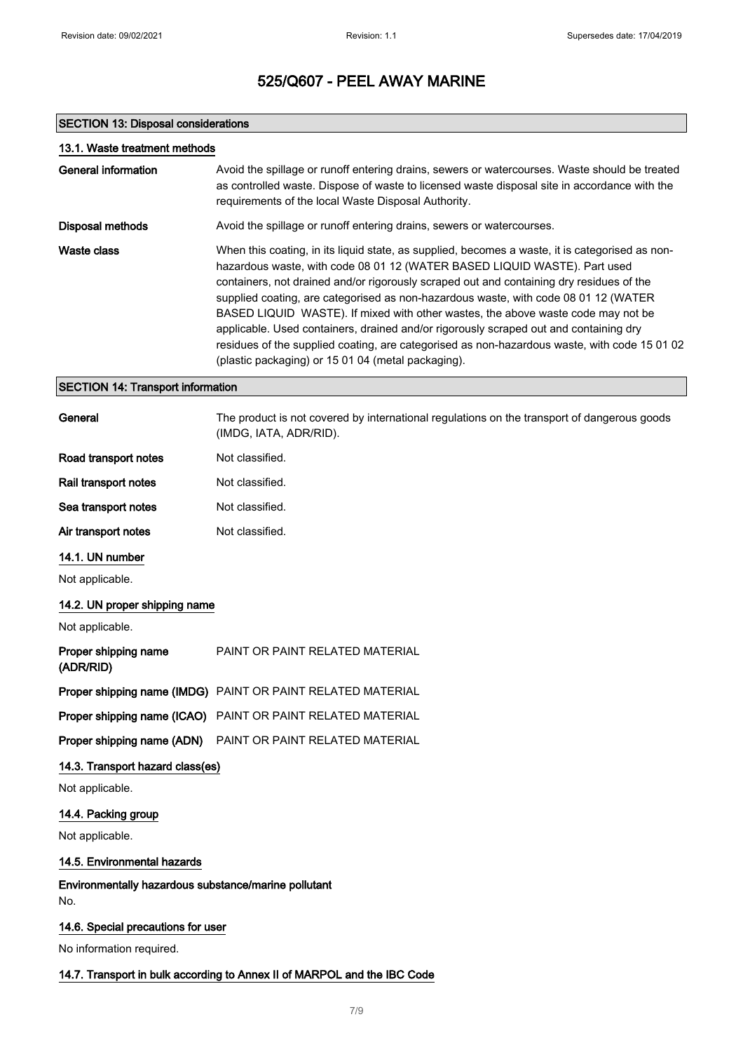# 525/Q607 - PEEL AWAY MARINE

## SECTION 13: Disposal considerations

### 13.1. Waste treatment methods

| | |
|---|---|
| **General information** | Avoid the spillage or runoff entering drains, sewers or watercourses. Waste should be treated as controlled waste. Dispose of waste to licensed waste disposal site in accordance with the requirements of the local Waste Disposal Authority. |
| **Disposal methods** | Avoid the spillage or runoff entering drains, sewers or watercourses. |
| **Waste class** | When this coating, in its liquid state, as supplied, becomes a waste, it is categorised as non-hazardous waste, with code 08 01 12 (WATER BASED LIQUID WASTE). Part used containers, not drained and/or rigorously scraped out and containing dry residues of the supplied coating, are categorised as non-hazardous waste, with code 08 01 12 (WATER BASED LIQUID WASTE). If mixed with other wastes, the above waste code may not be applicable. Used containers, drained and/or rigorously scraped out and containing dry residues of the supplied coating, are categorised as non-hazardous waste, with code 15 01 02 (plastic packaging) or 15 01 04 (metal packaging). |

## SECTION 14: Transport information

| | |
|---|---|
| **General** | The product is not covered by international regulations on the transport of dangerous goods (IMDG, IATA, ADR/RID). |
| **Road transport notes** | Not classified. |
| **Rail transport notes** | Not classified. |
| **Sea transport notes** | Not classified. |
| **Air transport notes** | Not classified. |

### 14.1. UN number

Not applicable.

### 14.2. UN proper shipping name

Not applicable.

| | |
|---|---|
| **Proper shipping name (ADR/RID)** | PAINT OR PAINT RELATED MATERIAL |
| **Proper shipping name (IMDG)** | PAINT OR PAINT RELATED MATERIAL |
| **Proper shipping name (ICAO)** | PAINT OR PAINT RELATED MATERIAL |
| **Proper shipping name (ADN)** | PAINT OR PAINT RELATED MATERIAL |

### 14.3. Transport hazard class(es)

Not applicable.

### 14.4. Packing group

Not applicable.

### 14.5. Environmental hazards

**Environmentally hazardous substance/marine pollutant**

No.

### 14.6. Special precautions for user

No information required.

### 14.7. Transport in bulk according to Annex II of MARPOL and the IBC Code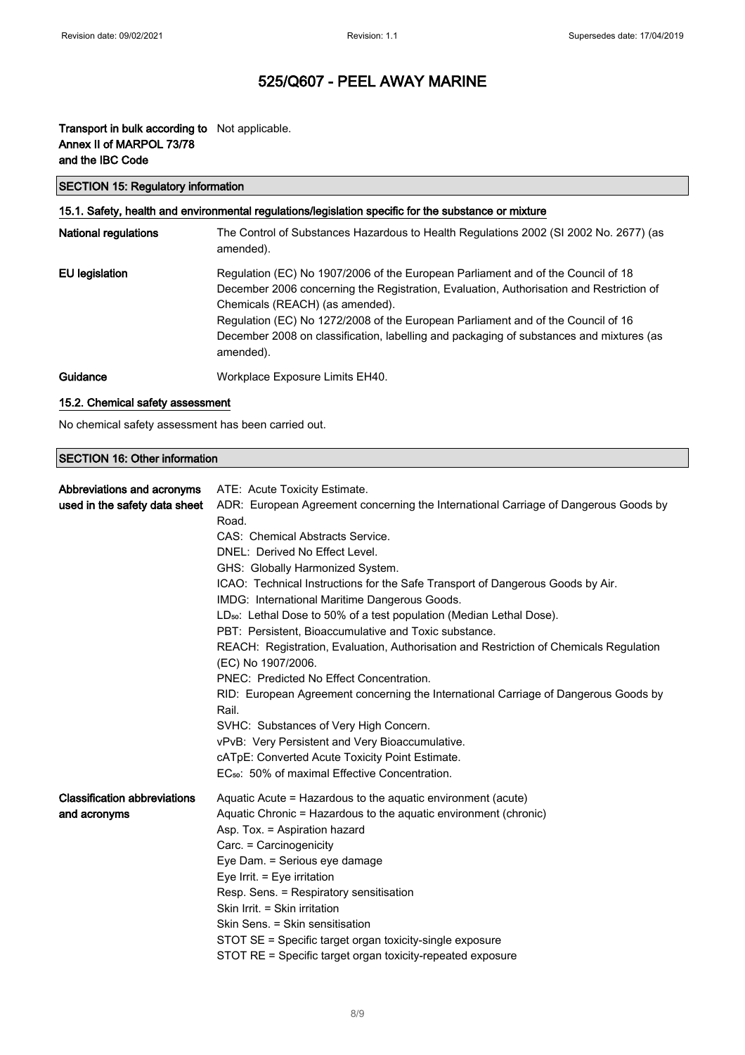| | |
|---|---|
| **Transport in bulk according to Annex II of MARPOL 73/78 and the IBC Code** | Not applicable. |

## SECTION 15: Regulatory information

### 15.1. Safety, health and environmental regulations/legislation specific for the substance or mixture

| | |
|---|---|
| **National regulations** | The Control of Substances Hazardous to Health Regulations 2002 (SI 2002 No. 2677) (as amended). |
| **EU legislation** | Regulation (EC) No 1907/2006 of the European Parliament and of the Council of 18 December 2006 concerning the Registration, Evaluation, Authorisation and Restriction of Chemicals (REACH) (as amended).<br>Regulation (EC) No 1272/2008 of the European Parliament and of the Council of 16 December 2008 on classification, labelling and packaging of substances and mixtures (as amended). |
| **Guidance** | Workplace Exposure Limits EH40. |

### 15.2. Chemical safety assessment

No chemical safety assessment has been carried out.

## SECTION 16: Other information

| | |
|---|---|
| **Abbreviations and acronyms used in the safety data sheet** | ATE: Acute Toxicity Estimate.<br>ADR: European Agreement concerning the International Carriage of Dangerous Goods by Road.<br>CAS: Chemical Abstracts Service.<br>DNEL: Derived No Effect Level.<br>GHS: Globally Harmonized System.<br>ICAO: Technical Instructions for the Safe Transport of Dangerous Goods by Air.<br>IMDG: International Maritime Dangerous Goods.<br>$LD_{50}$: Lethal Dose to 50% of a test population (Median Lethal Dose).<br>PBT: Persistent, Bioaccumulative and Toxic substance.<br>REACH: Registration, Evaluation, Authorisation and Restriction of Chemicals Regulation (EC) No 1907/2006.<br>PNEC: Predicted No Effect Concentration.<br>RID: European Agreement concerning the International Carriage of Dangerous Goods by Rail.<br>SVHC: Substances of Very High Concern.<br>vPvB: Very Persistent and Very Bioaccumulative.<br>cATpE: Converted Acute Toxicity Point Estimate.<br>$EC_{50}$: 50% of maximal Effective Concentration. |
| **Classification abbreviations and acronyms** | Aquatic Acute = Hazardous to the aquatic environment (acute)<br>Aquatic Chronic = Hazardous to the aquatic environment (chronic)<br>Asp. Tox. = Aspiration hazard<br>Carc. = Carcinogenicity<br>Eye Dam. = Serious eye damage<br>Eye Irrit. = Eye irritation<br>Resp. Sens. = Respiratory sensitisation<br>Skin Irrit. = Skin irritation<br>Skin Sens. = Skin sensitisation<br>STOT SE = Specific target organ toxicity-single exposure<br>STOT RE = Specific target organ toxicity-repeated exposure |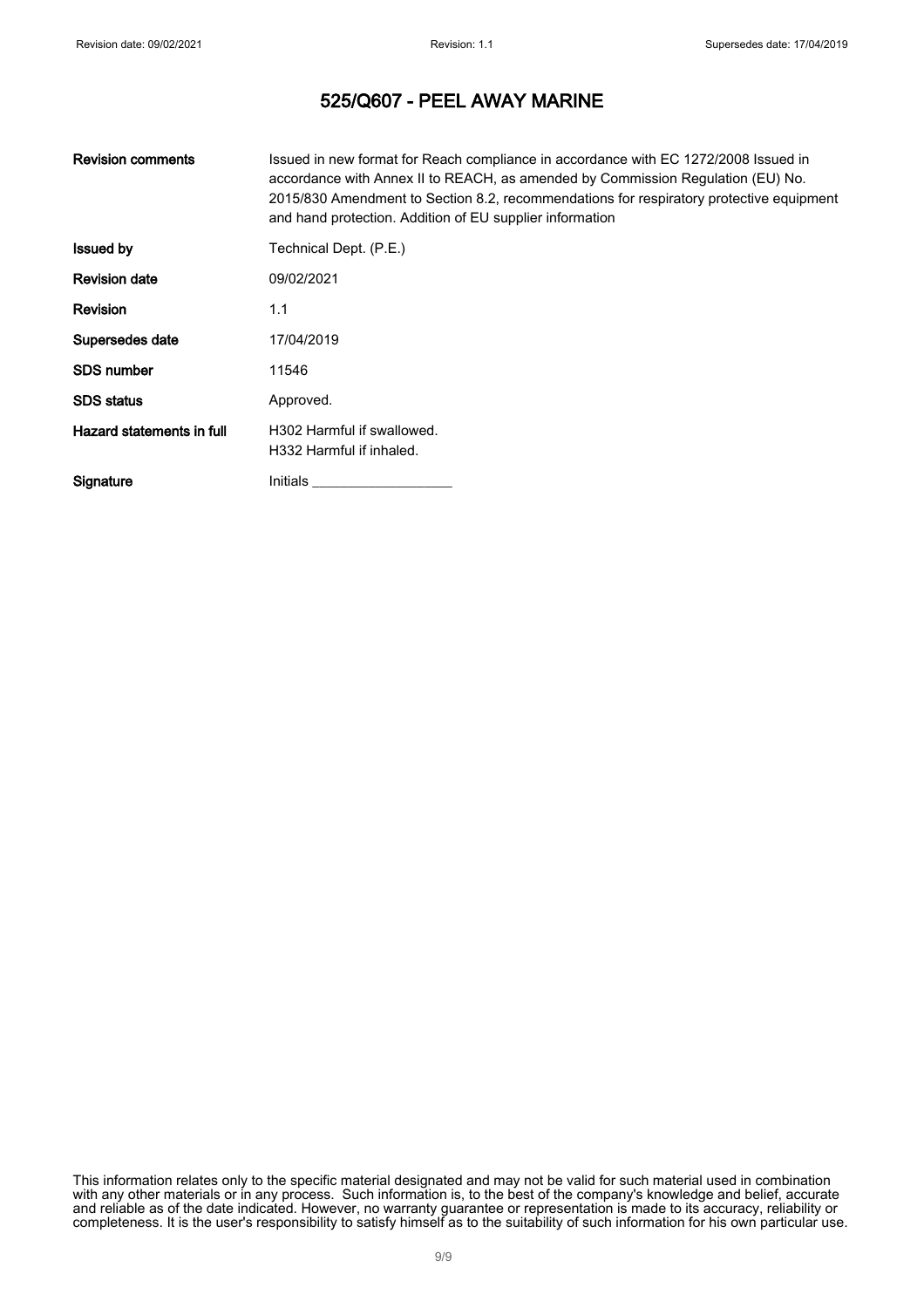# 525/Q607 - PEEL AWAY MARINE

| | |
|---|---|
| **Revision comments** | Issued in new format for Reach compliance in accordance with EC 1272/2008 Issued in accordance with Annex II to REACH, as amended by Commission Regulation (EU) No. 2015/830 Amendment to Section 8.2, recommendations for respiratory protective equipment and hand protection. Addition of EU supplier information |
| **Issued by** | Technical Dept. (P.E.) |
| **Revision date** | 09/02/2021 |
| **Revision** | 1.1 |
| **Supersedes date** | 17/04/2019 |
| **SDS number** | 11546 |
| **SDS status** | Approved. |
| **Hazard statements in full** | H302 Harmful if swallowed.<br>H332 Harmful if inhaled. |
| **Signature** | Initials __________________ |

This information relates only to the specific material designated and may not be valid for such material used in combination with any other materials or in any process. Such information is, to the best of the company's knowledge and belief, accurate and reliable as of the date indicated. However, no warranty guarantee or representation is made to its accuracy, reliability or completeness. It is the user's responsibility to satisfy himself as to the suitability of such information for his own particular use.